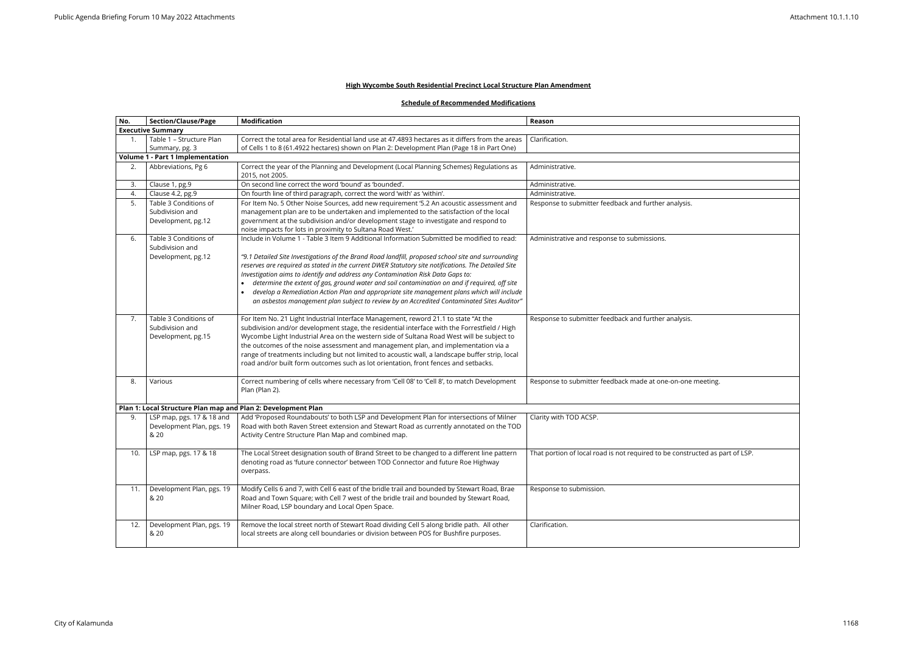**High Wycombe South Residential Precinct Local Structure Plan Amendment**

**Schedule of Recommended Modifications**

| No. | Section/Clause/Page | Modification | Reason |
|---|---|---|---|
| **Executive Summary** | | | |
| 1. | Table 1 – Structure Plan Summary, pg. 3 | Correct the total area for Residential land use at 47.4893 hectares as it differs from the areas of Cells 1 to 8 (61.4922 hectares) shown on Plan 2: Development Plan (Page 18 in Part One) | Clarification. |
| **Volume 1 - Part 1 Implementation** | | | |
| 2. | Abbreviations, Pg 6 | Correct the year of the Planning and Development (Local Planning Schemes) Regulations as 2015, not 2005. | Administrative. |
| 3. | Clause 1, pg.9 | On second line correct the word 'bound' as 'bounded'. | Administrative. |
| 4. | Clause 4.2, pg.9 | On fourth line of third paragraph, correct the word 'with' as 'within'. | Administrative. |
| 5. | Table 3 Conditions of Subdivision and Development, pg.12 | For Item No. 5 Other Noise Sources, add new requirement '5.2 An acoustic assessment and management plan are to be undertaken and implemented to the satisfaction of the local government at the subdivision and/or development stage to investigate and respond to noise impacts for lots in proximity to Sultana Road West.' | Response to submitter feedback and further analysis. |
| 6. | Table 3 Conditions of Subdivision and Development, pg.12 | Include in Volume 1 - Table 3 Item 9 Additional Information Submitted be modified to read:<br><br>*"9.1 Detailed Site Investigations of the Brand Road landfill, proposed school site and surrounding reserves are required as stated in the current DWER Statutory site notifications. The Detailed Site Investigation aims to identify and address any Contamination Risk Data Gaps to:*<br>• *determine the extent of gas, ground water and soil contamination on and if required, off site*<br>• *develop a Remediation Action Plan and appropriate site management plans which will include an asbestos management plan subject to review by an Accredited Contaminated Sites Auditor"* | Administrative and response to submissions. |
| 7. | Table 3 Conditions of Subdivision and Development, pg.15 | For Item No. 21 Light Industrial Interface Management, reword 21.1 to state "At the subdivision and/or development stage, the residential interface with the Forrestfield / High Wycombe Light Industrial Area on the western side of Sultana Road West will be subject to the outcomes of the noise assessment and management plan, and implementation via a range of treatments including but not limited to acoustic wall, a landscape buffer strip, local road and/or built form outcomes such as lot orientation, front fences and setbacks. | Response to submitter feedback and further analysis. |
| 8. | Various | Correct numbering of cells where necessary from 'Cell 08' to 'Cell 8', to match Development Plan (Plan 2). | Response to submitter feedback made at one-on-one meeting. |
| **Plan 1: Local Structure Plan map and Plan 2: Development Plan** | | | |
| 9. | LSP map, pgs. 17 & 18 and Development Plan, pgs. 19 & 20 | Add 'Proposed Roundabouts' to both LSP and Development Plan for intersections of Milner Road with both Raven Street extension and Stewart Road as currently annotated on the TOD Activity Centre Structure Plan Map and combined map. | Clarity with TOD ACSP. |
| 10. | LSP map, pgs. 17 & 18 | The Local Street designation south of Brand Street to be changed to a different line pattern denoting road as 'future connector' between TOD Connector and future Roe Highway overpass. | That portion of local road is not required to be constructed as part of LSP. |
| 11. | Development Plan, pgs. 19 & 20 | Modify Cells 6 and 7, with Cell 6 east of the bridle trail and bounded by Stewart Road, Brae Road and Town Square; with Cell 7 west of the bridle trail and bounded by Stewart Road, Milner Road, LSP boundary and Local Open Space. | Response to submission. |
| 12. | Development Plan, pgs. 19 & 20 | Remove the local street north of Stewart Road dividing Cell 5 along bridle path. All other local streets are along cell boundaries or division between POS for Bushfire purposes. | Clarification. |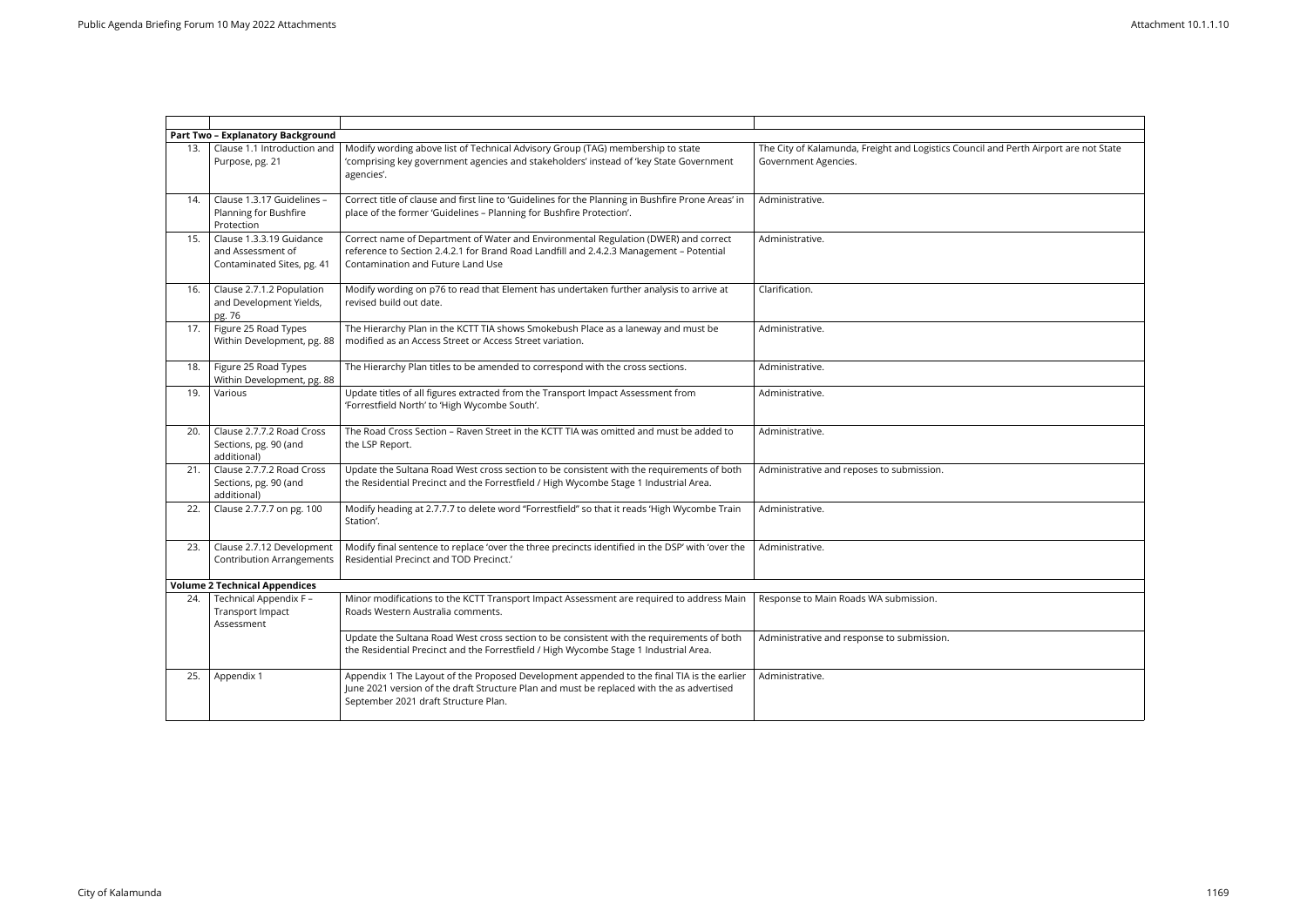| | | | |
|---|---|---|---|
| **Part Two – Explanatory Background** | | | |
| 13. | Clause 1.1 Introduction and Purpose, pg. 21 | Modify wording above list of Technical Advisory Group (TAG) membership to state 'comprising key government agencies and stakeholders' instead of 'key State Government agencies'. | The City of Kalamunda, Freight and Logistics Council and Perth Airport are not State Government Agencies. |
| 14. | Clause 1.3.17 Guidelines – Planning for Bushfire Protection | Correct title of clause and first line to 'Guidelines for the Planning in Bushfire Prone Areas' in place of the former 'Guidelines – Planning for Bushfire Protection'. | Administrative. |
| 15. | Clause 1.3.3.19 Guidance and Assessment of Contaminated Sites, pg. 41 | Correct name of Department of Water and Environmental Regulation (DWER) and correct reference to Section 2.4.2.1 for Brand Road Landfill and 2.4.2.3 Management – Potential Contamination and Future Land Use | Administrative. |
| 16. | Clause 2.7.1.2 Population and Development Yields, pg. 76 | Modify wording on p76 to read that Element has undertaken further analysis to arrive at revised build out date. | Clarification. |
| 17. | Figure 25 Road Types Within Development, pg. 88 | The Hierarchy Plan in the KCTT TIA shows Smokebush Place as a laneway and must be modified as an Access Street or Access Street variation. | Administrative. |
| 18. | Figure 25 Road Types Within Development, pg. 88 | The Hierarchy Plan titles to be amended to correspond with the cross sections. | Administrative. |
| 19. | Various | Update titles of all figures extracted from the Transport Impact Assessment from 'Forrestfield North' to 'High Wycombe South'. | Administrative. |
| 20. | Clause 2.7.7.2 Road Cross Sections, pg. 90 (and additional) | The Road Cross Section – Raven Street in the KCTT TIA was omitted and must be added to the LSP Report. | Administrative. |
| 21. | Clause 2.7.7.2 Road Cross Sections, pg. 90 (and additional) | Update the Sultana Road West cross section to be consistent with the requirements of both the Residential Precinct and the Forrestfield / High Wycombe Stage 1 Industrial Area. | Administrative and reposes to submission. |
| 22. | Clause 2.7.7.7 on pg. 100 | Modify heading at 2.7.7.7 to delete word "Forrestfield" so that it reads 'High Wycombe Train Station'. | Administrative. |
| 23. | Clause 2.7.12 Development Contribution Arrangements | Modify final sentence to replace 'over the three precincts identified in the DSP' with 'over the Residential Precinct and TOD Precinct.' | Administrative. |
| **Volume 2 Technical Appendices** | | | |
| 24. | Technical Appendix F – Transport Impact Assessment | Minor modifications to the KCTT Transport Impact Assessment are required to address Main Roads Western Australia comments. | Response to Main Roads WA submission. |
| | | Update the Sultana Road West cross section to be consistent with the requirements of both the Residential Precinct and the Forrestfield / High Wycombe Stage 1 Industrial Area. | Administrative and response to submission. |
| 25. | Appendix 1 | Appendix 1 The Layout of the Proposed Development appended to the final TIA is the earlier June 2021 version of the draft Structure Plan and must be replaced with the as advertised September 2021 draft Structure Plan. | Administrative. |